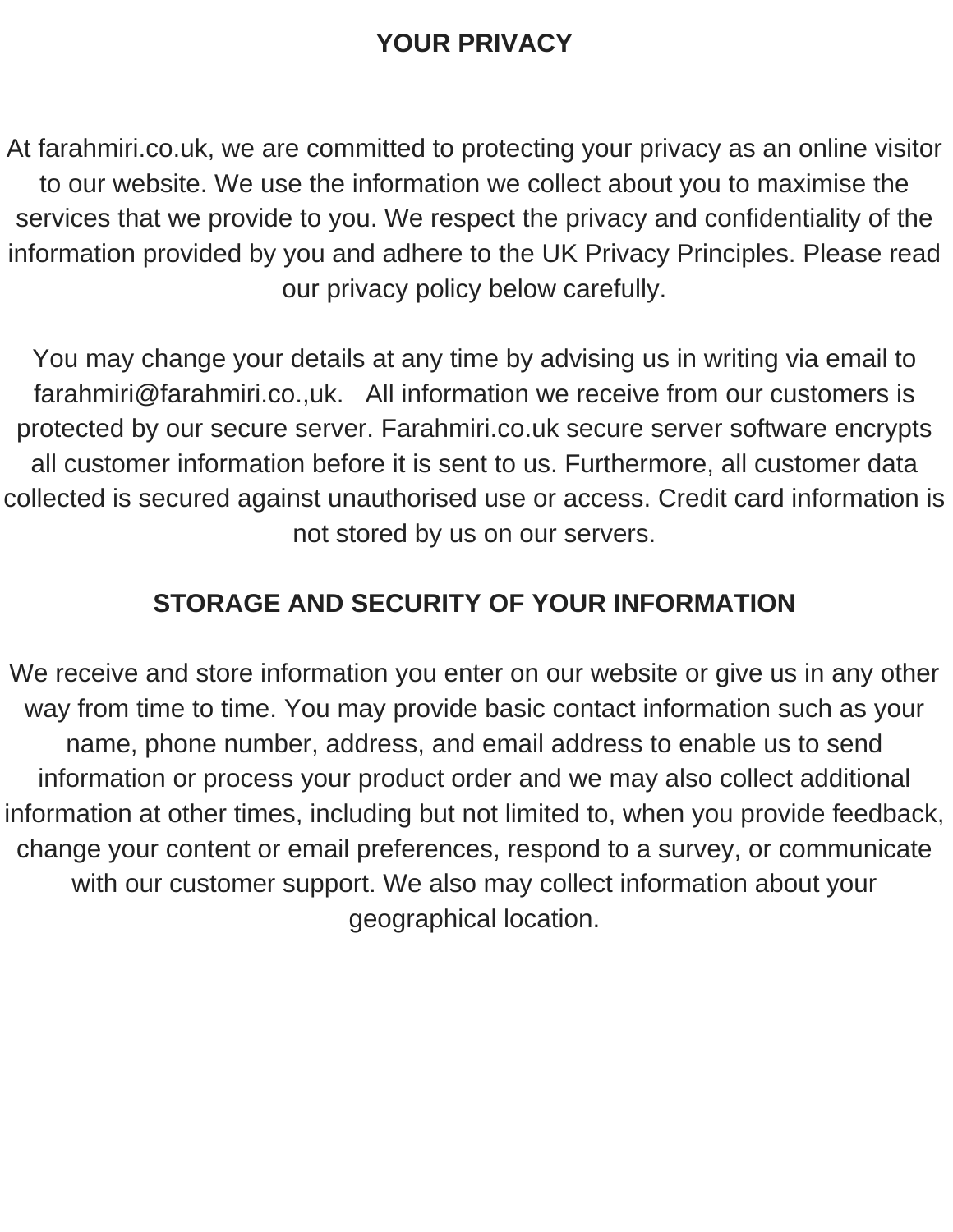## YOUR PRIVACY

At farahmiri.co.uk, we are committed to protecting your privacy as an online visitor to our website. We use the information we collect about you to maximise the services that we provide to you. We respect the privacy and confidentiality of the information provided by you and adhere to the UK Privacy Principles. Please read our privacy policy below carefully.

You may change your details at any time by advising us in writing via email to farahmiri@farahmiri.co.,uk. All information we receive from our customers is protected by our secure server. Farahmiri.co.uk secure server software encrypts all customer information before it is sent to us. Furthermore, all customer data collected is secured against unauthorised use or access. Credit card information is not stored by us on our servers.

## STORAGE AND SECURITY OF YOUR INFORMATION

We receive and store information you enter on our website or give us in any other way from time to time. You may provide basic contact information such as your name, phone number, address, and email address to enable us to send information or process your product order and we may also collect additional information at other times, including but not limited to, when you provide feedback, change your content or email preferences, respond to a survey, or communicate with our customer support. We also may collect information about your geographical location.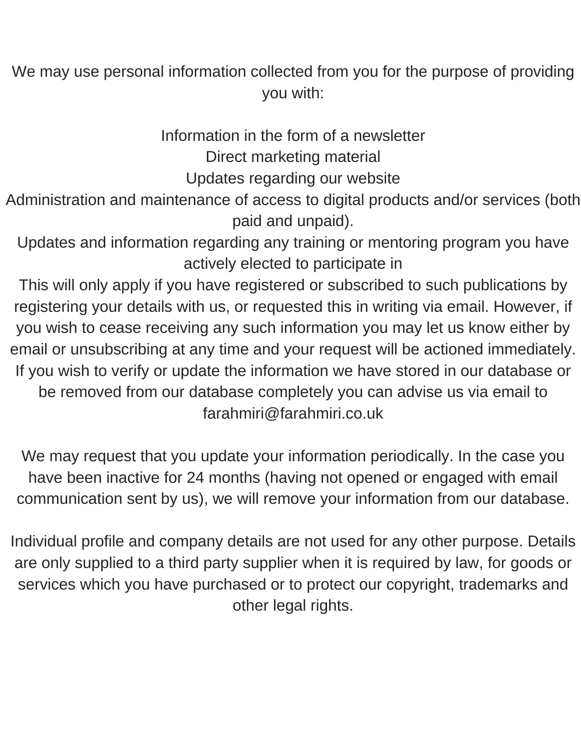We may use personal information collected from you for the purpose of providing you with:

- Information in the form of a newsletter
- Direct marketing material
- Updates regarding our website
- Administration and maintenance of access to digital products and/or services (both paid and unpaid).
- Updates and information regarding any training or mentoring program you have actively elected to participate in

This will only apply if you have registered or subscribed to such publications by registering your details with us, or requested this in writing via email. However, if you wish to cease receiving any such information you may let us know either by email or unsubscribing at any time and your request will be actioned immediately. If you wish to verify or update the information we have stored in our database or be removed from our database completely you can advise us via email to farahmiri@farahmiri.co.uk

We may request that you update your information periodically. In the case you have been inactive for 24 months (having not opened or engaged with email communication sent by us), we will remove your information from our database.

Individual profile and company details are not used for any other purpose. Details are only supplied to a third party supplier when it is required by law, for goods or services which you have purchased or to protect our copyright, trademarks and other legal rights.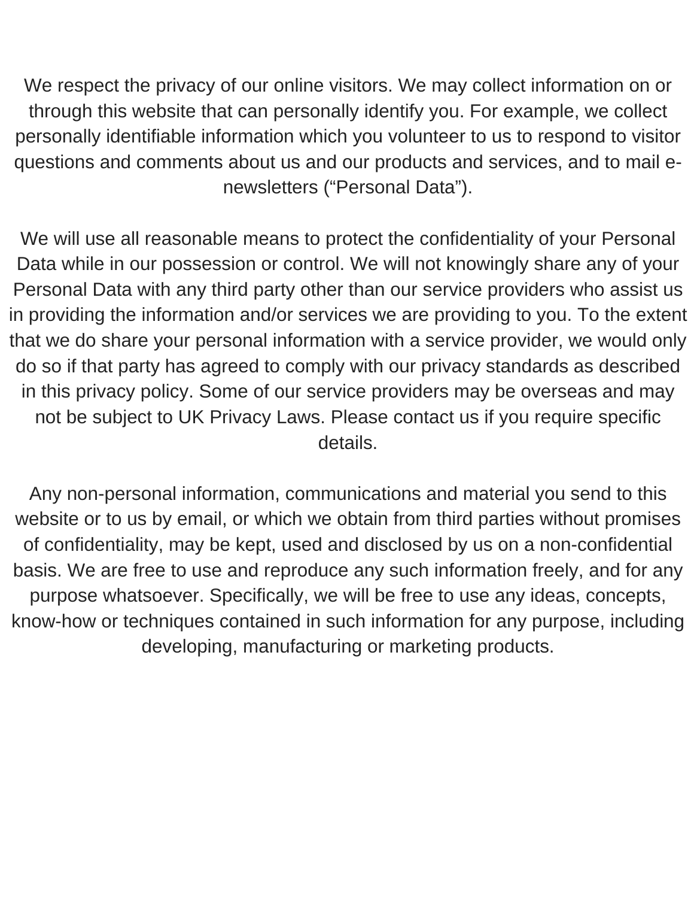We respect the privacy of our online visitors. We may collect information on or through this website that can personally identify you. For example, we collect personally identifiable information which you volunteer to us to respond to visitor questions and comments about us and our products and services, and to mail e-newsletters (“Personal Data”).

We will use all reasonable means to protect the confidentiality of your Personal Data while in our possession or control. We will not knowingly share any of your Personal Data with any third party other than our service providers who assist us in providing the information and/or services we are providing to you. To the extent that we do share your personal information with a service provider, we would only do so if that party has agreed to comply with our privacy standards as described in this privacy policy. Some of our service providers may be overseas and may not be subject to UK Privacy Laws. Please contact us if you require specific details.

Any non-personal information, communications and material you send to this website or to us by email, or which we obtain from third parties without promises of confidentiality, may be kept, used and disclosed by us on a non-confidential basis. We are free to use and reproduce any such information freely, and for any purpose whatsoever. Specifically, we will be free to use any ideas, concepts, know-how or techniques contained in such information for any purpose, including developing, manufacturing or marketing products.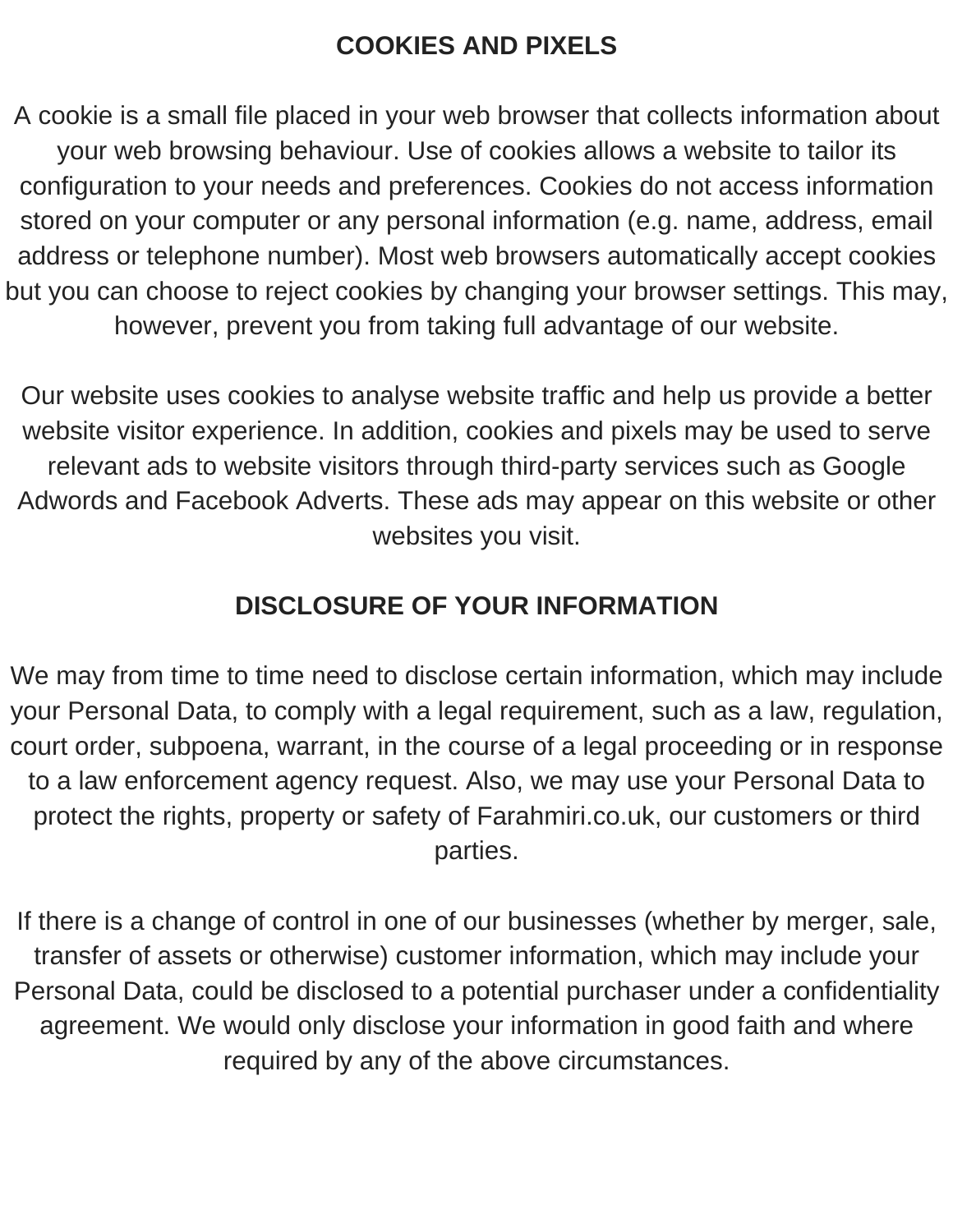## COOKIES AND PIXELS

A cookie is a small file placed in your web browser that collects information about your web browsing behaviour. Use of cookies allows a website to tailor its configuration to your needs and preferences. Cookies do not access information stored on your computer or any personal information (e.g. name, address, email address or telephone number). Most web browsers automatically accept cookies but you can choose to reject cookies by changing your browser settings. This may, however, prevent you from taking full advantage of our website.

Our website uses cookies to analyse website traffic and help us provide a better website visitor experience. In addition, cookies and pixels may be used to serve relevant ads to website visitors through third-party services such as Google Adwords and Facebook Adverts. These ads may appear on this website or other websites you visit.

## DISCLOSURE OF YOUR INFORMATION

We may from time to time need to disclose certain information, which may include your Personal Data, to comply with a legal requirement, such as a law, regulation, court order, subpoena, warrant, in the course of a legal proceeding or in response to a law enforcement agency request. Also, we may use your Personal Data to protect the rights, property or safety of Farahmiri.co.uk, our customers or third parties.

If there is a change of control in one of our businesses (whether by merger, sale, transfer of assets or otherwise) customer information, which may include your Personal Data, could be disclosed to a potential purchaser under a confidentiality agreement. We would only disclose your information in good faith and where required by any of the above circumstances.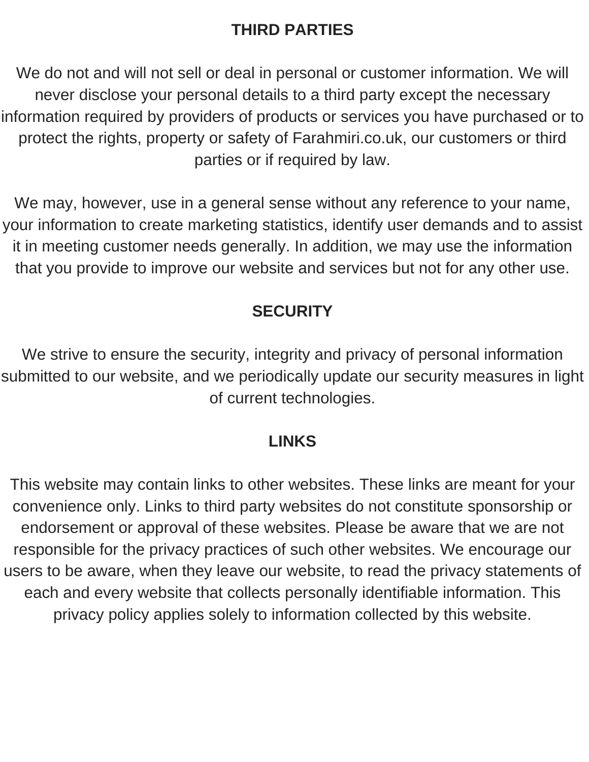## THIRD PARTIES

We do not and will not sell or deal in personal or customer information. We will never disclose your personal details to a third party except the necessary information required by providers of products or services you have purchased or to protect the rights, property or safety of Farahmiri.co.uk, our customers or third parties or if required by law.

We may, however, use in a general sense without any reference to your name, your information to create marketing statistics, identify user demands and to assist it in meeting customer needs generally. In addition, we may use the information that you provide to improve our website and services but not for any other use.

## SECURITY

We strive to ensure the security, integrity and privacy of personal information submitted to our website, and we periodically update our security measures in light of current technologies.

## LINKS

This website may contain links to other websites. These links are meant for your convenience only. Links to third party websites do not constitute sponsorship or endorsement or approval of these websites. Please be aware that we are not responsible for the privacy practices of such other websites. We encourage our users to be aware, when they leave our website, to read the privacy statements of each and every website that collects personally identifiable information. This privacy policy applies solely to information collected by this website.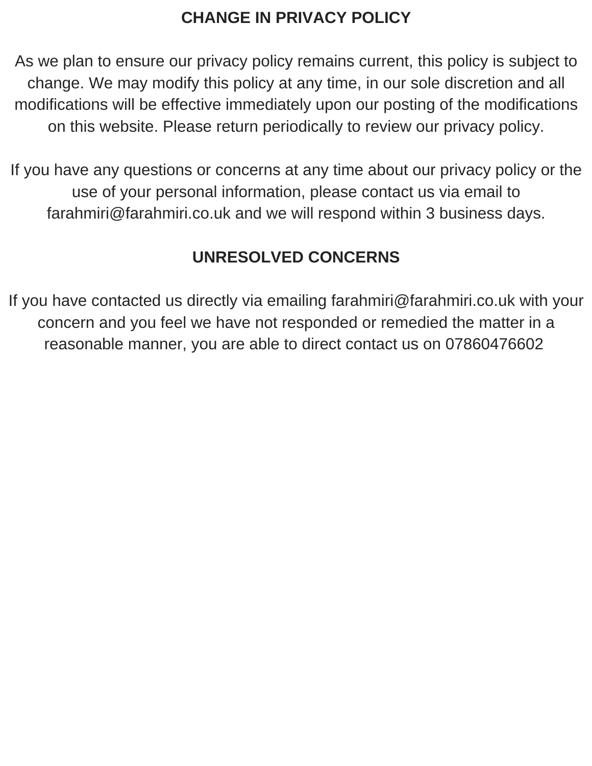## CHANGE IN PRIVACY POLICY

As we plan to ensure our privacy policy remains current, this policy is subject to change. We may modify this policy at any time, in our sole discretion and all modifications will be effective immediately upon our posting of the modifications on this website. Please return periodically to review our privacy policy.

If you have any questions or concerns at any time about our privacy policy or the use of your personal information, please contact us via email to farahmiri@farahmiri.co.uk and we will respond within 3 business days.

## UNRESOLVED CONCERNS

If you have contacted us directly via emailing farahmiri@farahmiri.co.uk with your concern and you feel we have not responded or remedied the matter in a reasonable manner, you are able to direct contact us on 07860476602